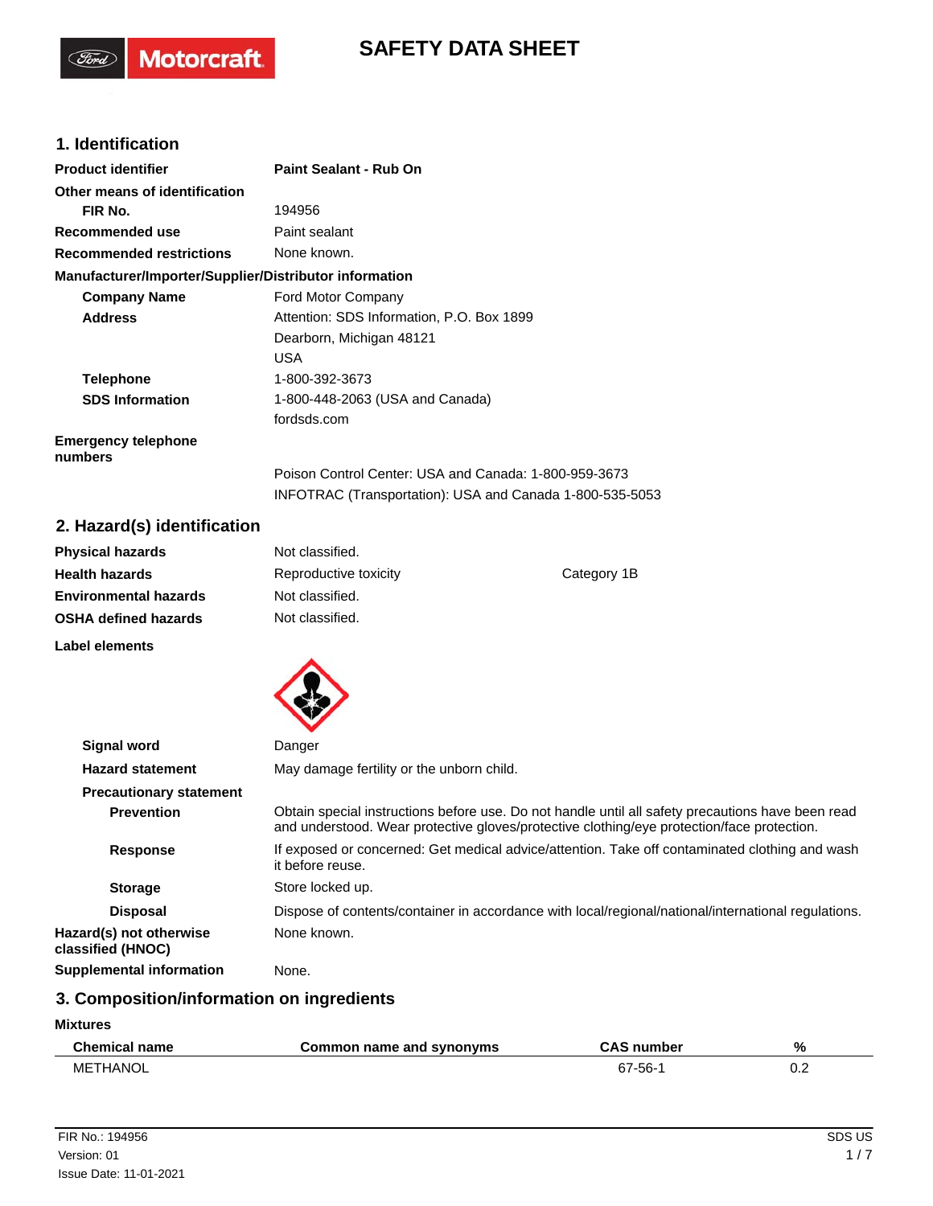# SAFETY DATA SHEET

## 1. Identification

**Product identifier** **Paint Sealant - Rub On**

**Other means of identification**

**FIR No.** 194956

**Recommended use** Paint sealant

**Recommended restrictions** None known.

**Manufacturer/Importer/Supplier/Distributor information**

**Company Name** Ford Motor Company

**Address** Attention: SDS Information, P.O. Box 1899
Dearborn, Michigan 48121
USA

**Telephone** 1-800-392-3673

**SDS Information** 1-800-448-2063 (USA and Canada)
fordsds.com

**Emergency telephone numbers**
Poison Control Center: USA and Canada: 1-800-959-3673
INFOTRAC (Transportation): USA and Canada 1-800-535-5053

## 2. Hazard(s) identification

| | | |
|---|---|---|
| **Physical hazards** | Not classified. | |
| **Health hazards** | Reproductive toxicity | Category 1B |
| **Environmental hazards** | Not classified. | |
| **OSHA defined hazards** | Not classified. | |

**Label elements**

**Signal word** Danger

**Hazard statement** May damage fertility or the unborn child.

**Precautionary statement**

**Prevention** Obtain special instructions before use. Do not handle until all safety precautions have been read and understood. Wear protective gloves/protective clothing/eye protection/face protection.

**Response** If exposed or concerned: Get medical advice/attention. Take off contaminated clothing and wash it before reuse.

**Storage** Store locked up.

**Disposal** Dispose of contents/container in accordance with local/regional/national/international regulations.

**Hazard(s) not otherwise classified (HNOC)** None known.

**Supplemental information** None.

## 3. Composition/information on ingredients

**Mixtures**

| Chemical name | Common name and synonyms | CAS number | % |
|---|---|---|---|
| METHANOL | | 67-56-1 | 0.2 |

FIR No.: 194956
Version: 01
Issue Date: 11-01-2021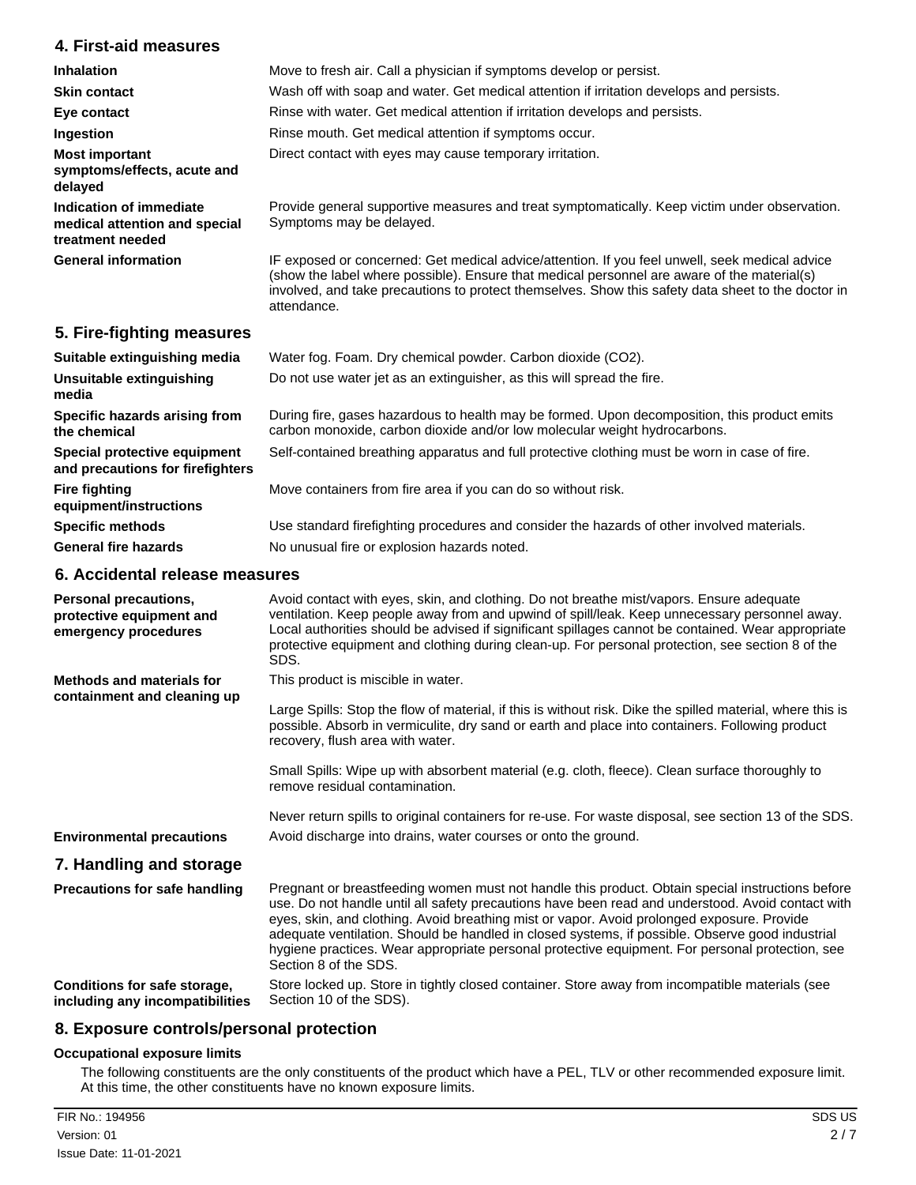## 4. First-aid measures

| | |
|---|---|
| **Inhalation** | Move to fresh air. Call a physician if symptoms develop or persist. |
| **Skin contact** | Wash off with soap and water. Get medical attention if irritation develops and persists. |
| **Eye contact** | Rinse with water. Get medical attention if irritation develops and persists. |
| **Ingestion** | Rinse mouth. Get medical attention if symptoms occur. |
| **Most important symptoms/effects, acute and delayed** | Direct contact with eyes may cause temporary irritation. |
| **Indication of immediate medical attention and special treatment needed** | Provide general supportive measures and treat symptomatically. Keep victim under observation. Symptoms may be delayed. |
| **General information** | IF exposed or concerned: Get medical advice/attention. If you feel unwell, seek medical advice (show the label where possible). Ensure that medical personnel are aware of the material(s) involved, and take precautions to protect themselves. Show this safety data sheet to the doctor in attendance. |

## 5. Fire-fighting measures

| | |
|---|---|
| **Suitable extinguishing media** | Water fog. Foam. Dry chemical powder. Carbon dioxide ($CO_2$). |
| **Unsuitable extinguishing media** | Do not use water jet as an extinguisher, as this will spread the fire. |
| **Specific hazards arising from the chemical** | During fire, gases hazardous to health may be formed. Upon decomposition, this product emits carbon monoxide, carbon dioxide and/or low molecular weight hydrocarbons. |
| **Special protective equipment and precautions for firefighters** | Self-contained breathing apparatus and full protective clothing must be worn in case of fire. |
| **Fire fighting equipment/instructions** | Move containers from fire area if you can do so without risk. |
| **Specific methods** | Use standard firefighting procedures and consider the hazards of other involved materials. |
| **General fire hazards** | No unusual fire or explosion hazards noted. |

## 6. Accidental release measures

**Personal precautions, protective equipment and emergency procedures**

Avoid contact with eyes, skin, and clothing. Do not breathe mist/vapors. Ensure adequate ventilation. Keep people away from and upwind of spill/leak. Keep unnecessary personnel away. Local authorities should be advised if significant spillages cannot be contained. Wear appropriate protective equipment and clothing during clean-up. For personal protection, see section 8 of the SDS.

**Methods and materials for containment and cleaning up**

This product is miscible in water.

Large Spills: Stop the flow of material, if this is without risk. Dike the spilled material, where this is possible. Absorb in vermiculite, dry sand or earth and place into containers. Following product recovery, flush area with water.

Small Spills: Wipe up with absorbent material (e.g. cloth, fleece). Clean surface thoroughly to remove residual contamination.

Never return spills to original containers for re-use. For waste disposal, see section 13 of the SDS.

**Environmental precautions**

Avoid discharge into drains, water courses or onto the ground.

## 7. Handling and storage

**Precautions for safe handling**

Pregnant or breastfeeding women must not handle this product. Obtain special instructions before use. Do not handle until all safety precautions have been read and understood. Avoid contact with eyes, skin, and clothing. Avoid breathing mist or vapor. Avoid prolonged exposure. Provide adequate ventilation. Should be handled in closed systems, if possible. Observe good industrial hygiene practices. Wear appropriate personal protective equipment. For personal protection, see Section 8 of the SDS.

**Conditions for safe storage, including any incompatibilities**

Store locked up. Store in tightly closed container. Store away from incompatible materials (see Section 10 of the SDS).

## 8. Exposure controls/personal protection

**Occupational exposure limits**

The following constituents are the only constituents of the product which have a PEL, TLV or other recommended exposure limit. At this time, the other constituents have no known exposure limits.

FIR No.: 194956
Version: 01
Issue Date: 11-01-2021
SDS US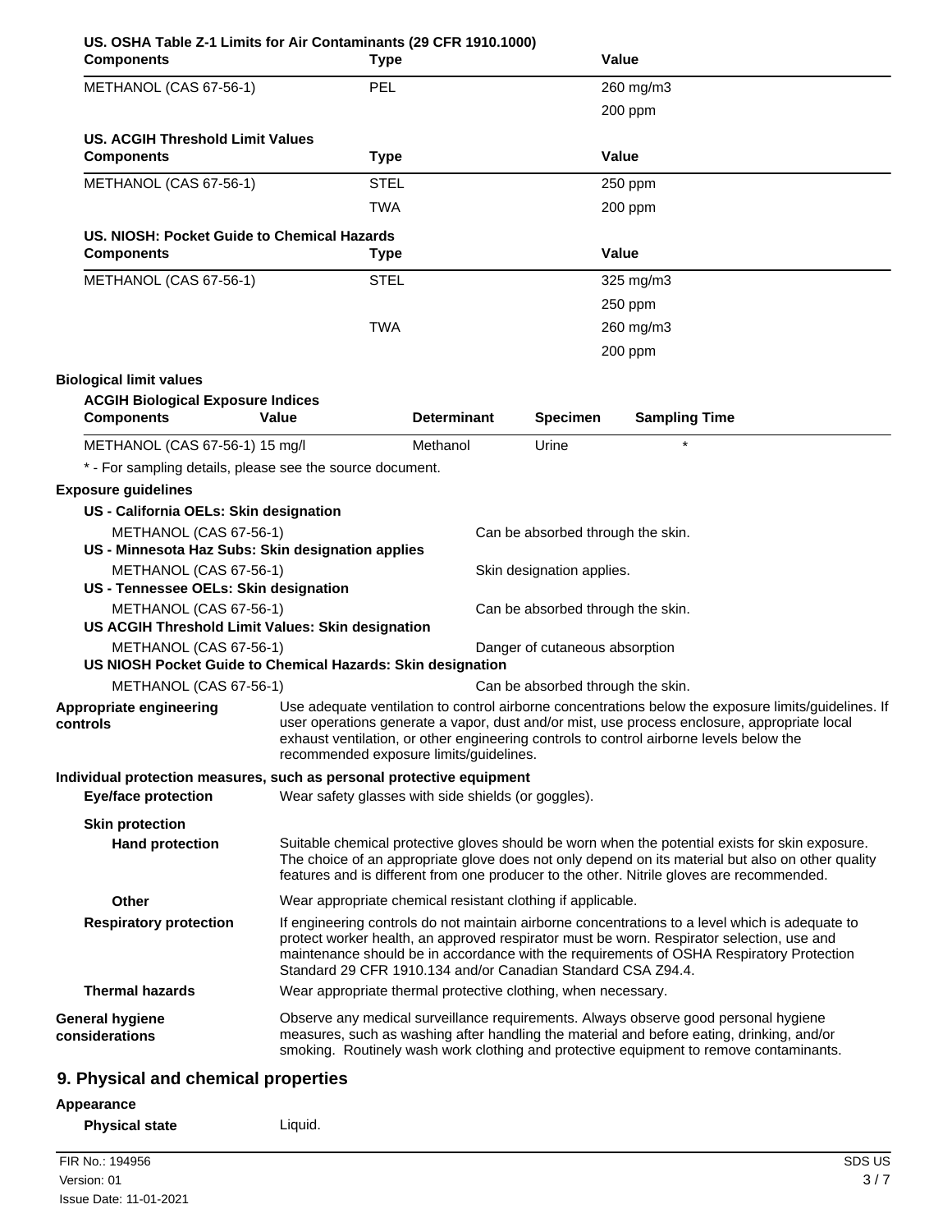**US. OSHA Table Z-1 Limits for Air Contaminants (29 CFR 1910.1000)**

| Components | Type | Value |
|---|---|---|
| METHANOL (CAS 67-56-1) | PEL | 260 mg/m3 |
| | | 200 ppm |

**US. ACGIH Threshold Limit Values**

| Components | Type | Value |
|---|---|---|
| METHANOL (CAS 67-56-1) | STEL | 250 ppm |
| | TWA | 200 ppm |

**US. NIOSH: Pocket Guide to Chemical Hazards**

| Components | Type | Value |
|---|---|---|
| METHANOL (CAS 67-56-1) | STEL | 325 mg/m3 |
| | | 250 ppm |
| | TWA | 260 mg/m3 |
| | | 200 ppm |

**Biological limit values**

**ACGIH Biological Exposure Indices**

| Components | Value | Determinant | Specimen | Sampling Time |
|---|---|---|---|---|
| METHANOL (CAS 67-56-1) | 15 mg/l | Methanol | Urine | * |

\* - For sampling details, please see the source document.

**Exposure guidelines**

**US - California OELs: Skin designation**

METHANOL (CAS 67-56-1) — Can be absorbed through the skin.

**US - Minnesota Haz Subs: Skin designation applies**

METHANOL (CAS 67-56-1) — Skin designation applies.

**US - Tennessee OELs: Skin designation**

METHANOL (CAS 67-56-1) — Can be absorbed through the skin.

**US ACGIH Threshold Limit Values: Skin designation**

METHANOL (CAS 67-56-1) — Danger of cutaneous absorption

**US NIOSH Pocket Guide to Chemical Hazards: Skin designation**

METHANOL (CAS 67-56-1) — Can be absorbed through the skin.

**Appropriate engineering controls**
Use adequate ventilation to control airborne concentrations below the exposure limits/guidelines. If user operations generate a vapor, dust and/or mist, use process enclosure, appropriate local exhaust ventilation, or other engineering controls to control airborne levels below the recommended exposure limits/guidelines.

**Individual protection measures, such as personal protective equipment**

**Eye/face protection**
Wear safety glasses with side shields (or goggles).

**Skin protection**

**Hand protection**
Suitable chemical protective gloves should be worn when the potential exists for skin exposure. The choice of an appropriate glove does not only depend on its material but also on other quality features and is different from one producer to the other. Nitrile gloves are recommended.

**Other**
Wear appropriate chemical resistant clothing if applicable.

**Respiratory protection**
If engineering controls do not maintain airborne concentrations to a level which is adequate to protect worker health, an approved respirator must be worn. Respirator selection, use and maintenance should be in accordance with the requirements of OSHA Respiratory Protection Standard 29 CFR 1910.134 and/or Canadian Standard CSA Z94.4.

**Thermal hazards**
Wear appropriate thermal protective clothing, when necessary.

**General hygiene considerations**
Observe any medical surveillance requirements. Always observe good personal hygiene measures, such as washing after handling the material and before eating, drinking, and/or smoking. Routinely wash work clothing and protective equipment to remove contaminants.

## 9. Physical and chemical properties

**Appearance**

**Physical state** Liquid.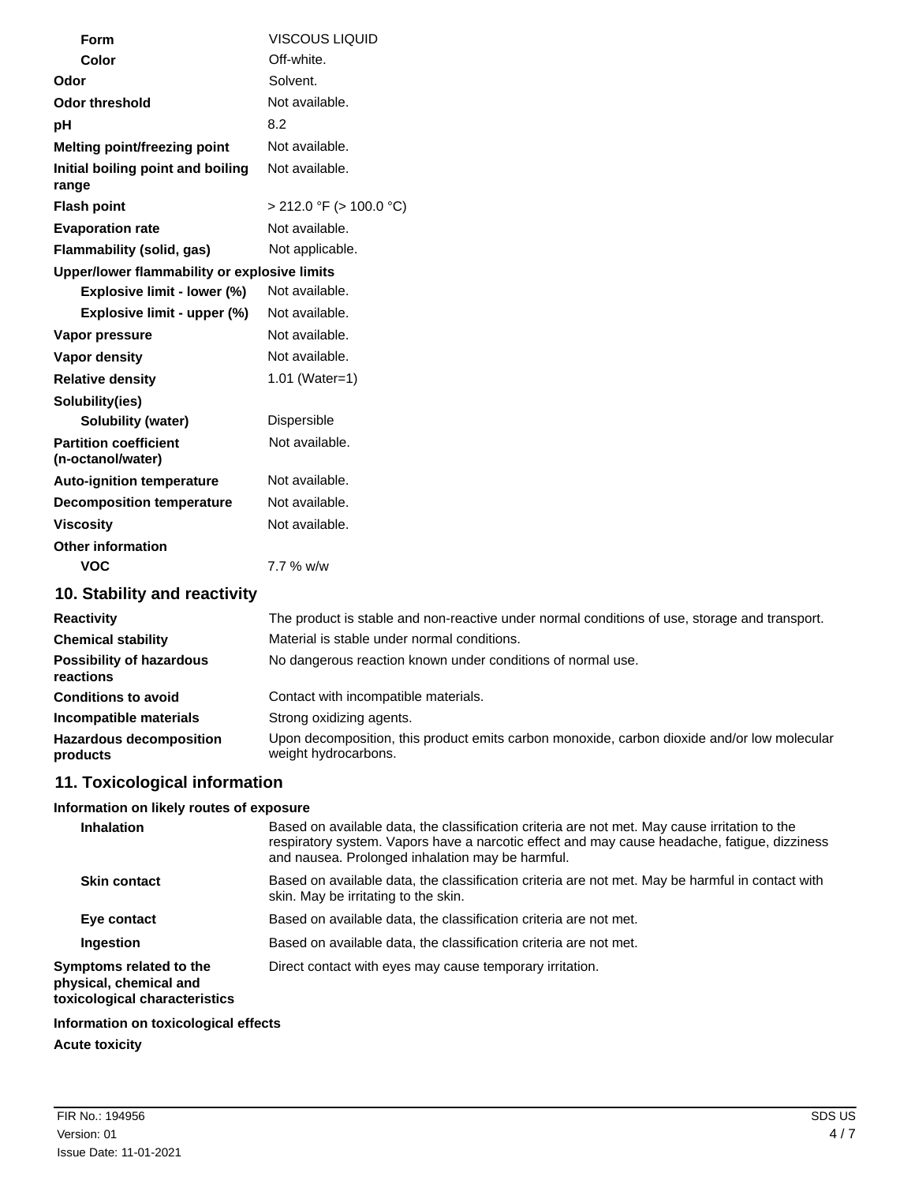| Property | Value |
|---|---|
| **Form** | VISCOUS LIQUID |
| **Color** | Off-white. |
| **Odor** | Solvent. |
| **Odor threshold** | Not available. |
| **pH** | 8.2 |
| **Melting point/freezing point** | Not available. |
| **Initial boiling point and boiling range** | Not available. |
| **Flash point** | > 212.0 °F (> 100.0 °C) |
| **Evaporation rate** | Not available. |
| **Flammability (solid, gas)** | Not applicable. |
| **Upper/lower flammability or explosive limits** | |
| **Explosive limit - lower (%)** | Not available. |
| **Explosive limit - upper (%)** | Not available. |
| **Vapor pressure** | Not available. |
| **Vapor density** | Not available. |
| **Relative density** | 1.01 (Water=1) |
| **Solubility(ies)** | |
| **Solubility (water)** | Dispersible |
| **Partition coefficient (n-octanol/water)** | Not available. |
| **Auto-ignition temperature** | Not available. |
| **Decomposition temperature** | Not available. |
| **Viscosity** | Not available. |
| **Other information** | |
| **VOC** | 7.7 % w/w |

## 10. Stability and reactivity

| | |
|---|---|
| **Reactivity** | The product is stable and non-reactive under normal conditions of use, storage and transport. |
| **Chemical stability** | Material is stable under normal conditions. |
| **Possibility of hazardous reactions** | No dangerous reaction known under conditions of normal use. |
| **Conditions to avoid** | Contact with incompatible materials. |
| **Incompatible materials** | Strong oxidizing agents. |
| **Hazardous decomposition products** | Upon decomposition, this product emits carbon monoxide, carbon dioxide and/or low molecular weight hydrocarbons. |

## 11. Toxicological information

**Information on likely routes of exposure**

| | |
|---|---|
| **Inhalation** | Based on available data, the classification criteria are not met. May cause irritation to the respiratory system. Vapors have a narcotic effect and may cause headache, fatigue, dizziness and nausea. Prolonged inhalation may be harmful. |
| **Skin contact** | Based on available data, the classification criteria are not met. May be harmful in contact with skin. May be irritating to the skin. |
| **Eye contact** | Based on available data, the classification criteria are not met. |
| **Ingestion** | Based on available data, the classification criteria are not met. |
| **Symptoms related to the physical, chemical and toxicological characteristics** | Direct contact with eyes may cause temporary irritation. |

**Information on toxicological effects**

**Acute toxicity**

FIR No.: 194956
Version: 01
Issue Date: 11-01-2021
SDS US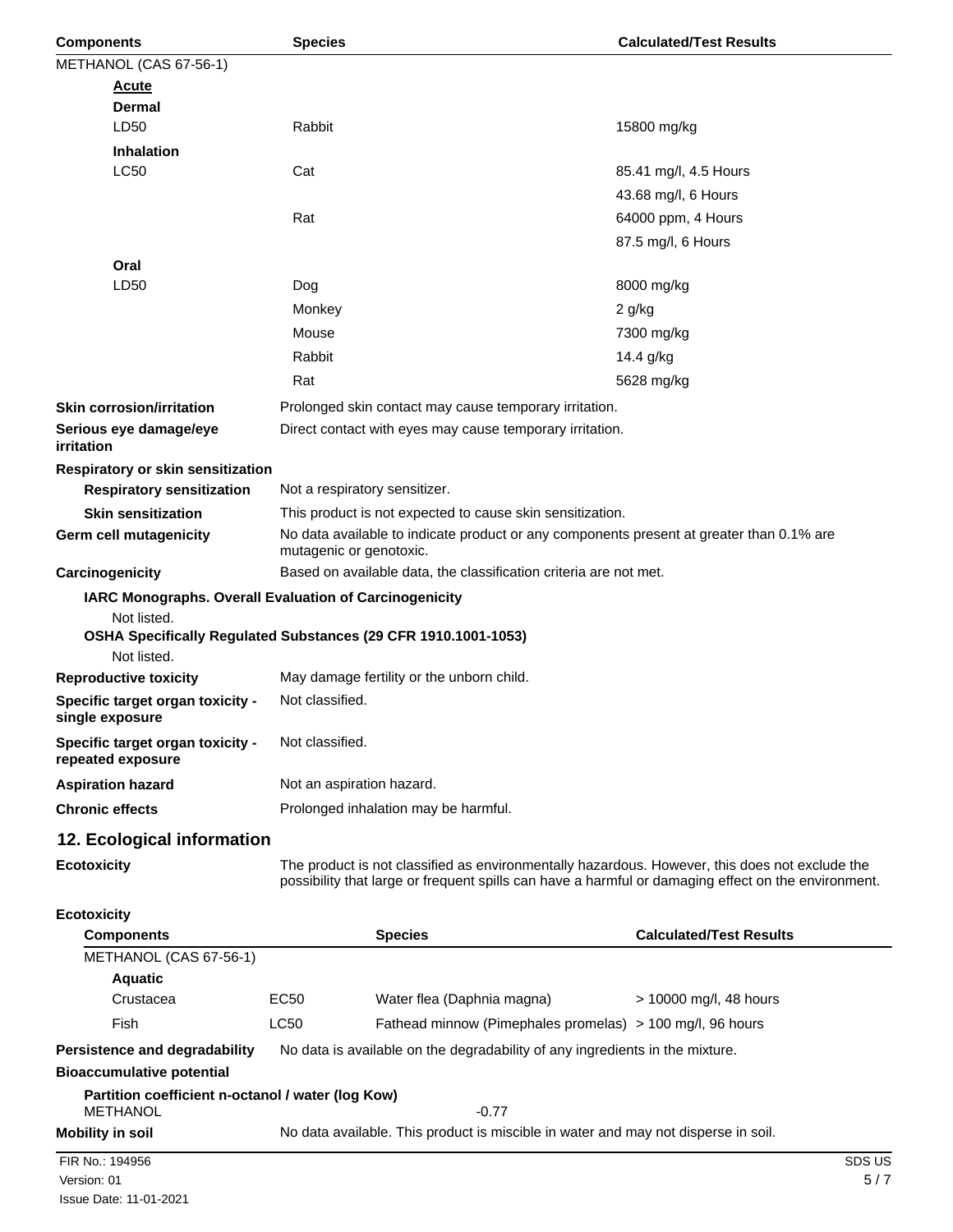| Components | Species | Calculated/Test Results |
|---|---|---|
| METHANOL (CAS 67-56-1) | | |
| **Acute** | | |
| **Dermal** | | |
| LD50 | Rabbit | 15800 mg/kg |
| **Inhalation** | | |
| LC50 | Cat | 85.41 mg/l, 4.5 Hours |
| | | 43.68 mg/l, 6 Hours |
| | Rat | 64000 ppm, 4 Hours |
| | | 87.5 mg/l, 6 Hours |
| **Oral** | | |
| LD50 | Dog | 8000 mg/kg |
| | Monkey | 2 g/kg |
| | Mouse | 7300 mg/kg |
| | Rabbit | 14.4 g/kg |
| | Rat | 5628 mg/kg |

**Skin corrosion/irritation** Prolonged skin contact may cause temporary irritation.

**Serious eye damage/eye irritation** Direct contact with eyes may cause temporary irritation.

**Respiratory or skin sensitization**

**Respiratory sensitization** Not a respiratory sensitizer.

**Skin sensitization** This product is not expected to cause skin sensitization.

**Germ cell mutagenicity** No data available to indicate product or any components present at greater than 0.1% are mutagenic or genotoxic.

**Carcinogenicity** Based on available data, the classification criteria are not met.

**IARC Monographs. Overall Evaluation of Carcinogenicity**

Not listed.

**OSHA Specifically Regulated Substances (29 CFR 1910.1001-1053)**

Not listed.

**Reproductive toxicity** May damage fertility or the unborn child.

**Specific target organ toxicity - single exposure** Not classified.

**Specific target organ toxicity - repeated exposure** Not classified.

**Aspiration hazard** Not an aspiration hazard.

**Chronic effects** Prolonged inhalation may be harmful.

## 12. Ecological information

**Ecotoxicity** The product is not classified as environmentally hazardous. However, this does not exclude the possibility that large or frequent spills can have a harmful or damaging effect on the environment.

**Ecotoxicity**

| Components | | Species | Calculated/Test Results |
|---|---|---|---|
| METHANOL (CAS 67-56-1) | | | |
| **Aquatic** | | | |
| Crustacea | EC50 | Water flea (Daphnia magna) | > 10000 mg/l, 48 hours |
| Fish | LC50 | Fathead minnow (Pimephales promelas) | > 100 mg/l, 96 hours |

**Persistence and degradability** No data is available on the degradability of any ingredients in the mixture.

**Bioaccumulative potential**

**Partition coefficient n-octanol / water (log Kow)**

METHANOL -0.77

**Mobility in soil** No data available. This product is miscible in water and may not disperse in soil.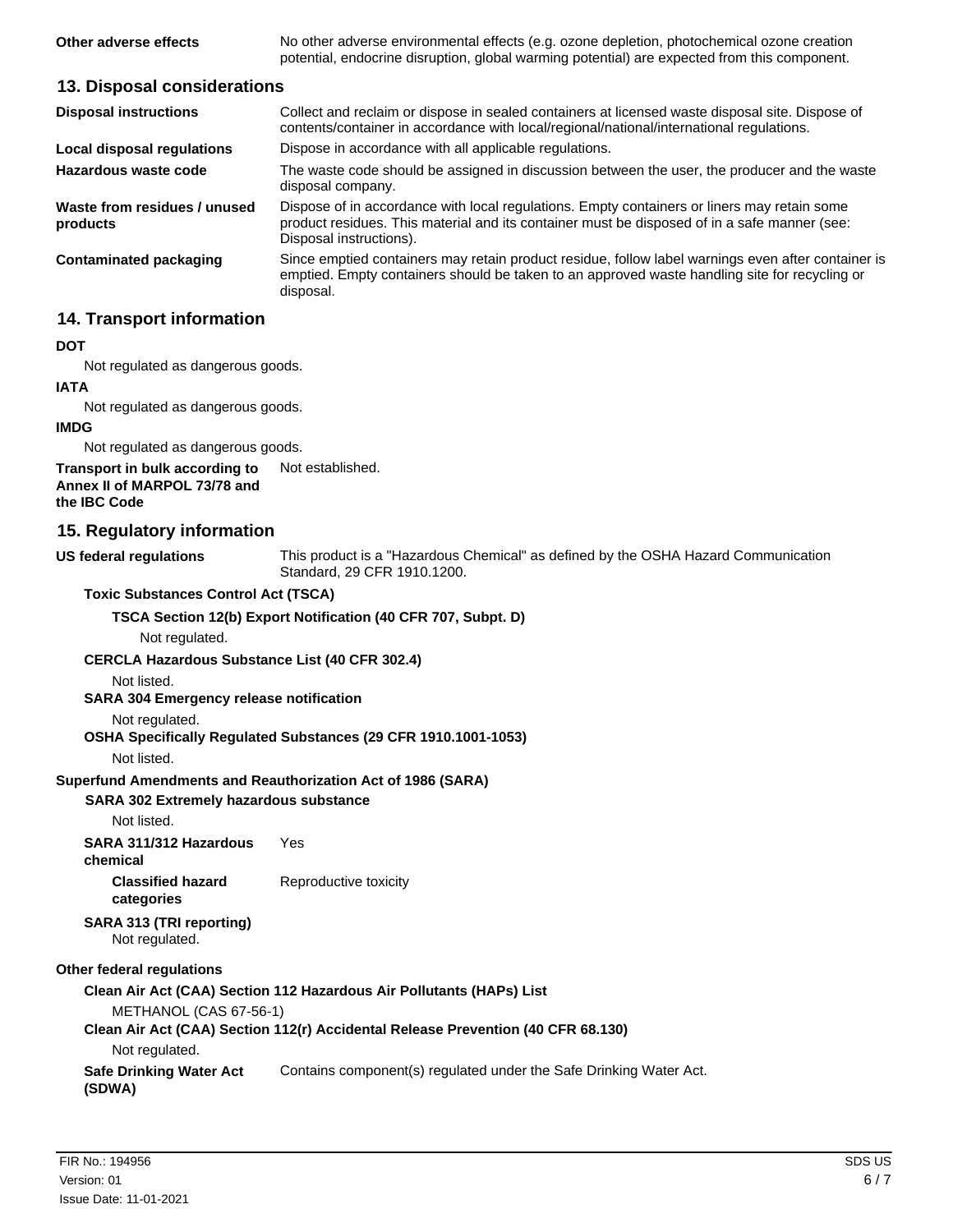| | |
|---|---|
| **Other adverse effects** | No other adverse environmental effects (e.g. ozone depletion, photochemical ozone creation potential, endocrine disruption, global warming potential) are expected from this component. |

## 13. Disposal considerations

| | |
|---|---|
| **Disposal instructions** | Collect and reclaim or dispose in sealed containers at licensed waste disposal site. Dispose of contents/container in accordance with local/regional/national/international regulations. |
| **Local disposal regulations** | Dispose in accordance with all applicable regulations. |
| **Hazardous waste code** | The waste code should be assigned in discussion between the user, the producer and the waste disposal company. |
| **Waste from residues / unused products** | Dispose of in accordance with local regulations. Empty containers or liners may retain some product residues. This material and its container must be disposed of in a safe manner (see: Disposal instructions). |
| **Contaminated packaging** | Since emptied containers may retain product residue, follow label warnings even after container is emptied. Empty containers should be taken to an approved waste handling site for recycling or disposal. |

## 14. Transport information

**DOT**

Not regulated as dangerous goods.

**IATA**

Not regulated as dangerous goods.

**IMDG**

Not regulated as dangerous goods.

**Transport in bulk according to Annex II of MARPOL 73/78 and the IBC Code** Not established.

## 15. Regulatory information

**US federal regulations** This product is a "Hazardous Chemical" as defined by the OSHA Hazard Communication Standard, 29 CFR 1910.1200.

**Toxic Substances Control Act (TSCA)**

**TSCA Section 12(b) Export Notification (40 CFR 707, Subpt. D)**

Not regulated.

**CERCLA Hazardous Substance List (40 CFR 302.4)**

Not listed.

**SARA 304 Emergency release notification**

Not regulated.

**OSHA Specifically Regulated Substances (29 CFR 1910.1001-1053)**

Not listed.

**Superfund Amendments and Reauthorization Act of 1986 (SARA)**

**SARA 302 Extremely hazardous substance**

Not listed.

**SARA 311/312 Hazardous chemical** Yes

**Classified hazard categories** Reproductive toxicity

**SARA 313 (TRI reporting)**

Not regulated.

**Other federal regulations**

**Clean Air Act (CAA) Section 112 Hazardous Air Pollutants (HAPs) List**

METHANOL (CAS 67-56-1)

**Clean Air Act (CAA) Section 112(r) Accidental Release Prevention (40 CFR 68.130)**

Not regulated.

**Safe Drinking Water Act (SDWA)** Contains component(s) regulated under the Safe Drinking Water Act.

FIR No.: 194956
Version: 01
Issue Date: 11-01-2021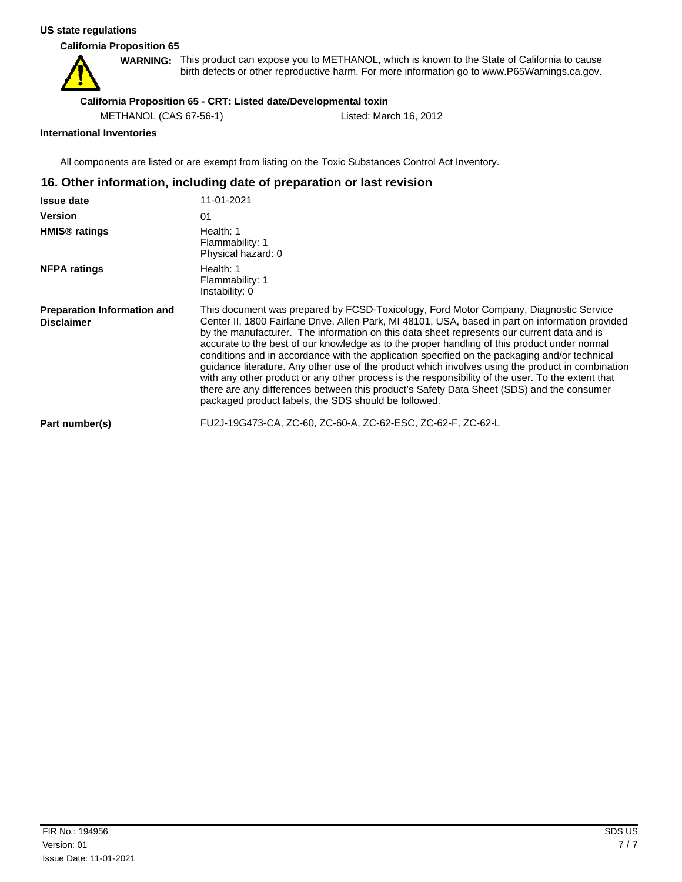**US state regulations**

**California Proposition 65**

**WARNING:** This product can expose you to METHANOL, which is known to the State of California to cause birth defects or other reproductive harm. For more information go to www.P65Warnings.ca.gov.

**California Proposition 65 - CRT: Listed date/Developmental toxin**

| | |
|---|---|
| METHANOL (CAS 67-56-1) | Listed: March 16, 2012 |

**International Inventories**

All components are listed or are exempt from listing on the Toxic Substances Control Act Inventory.

## 16. Other information, including date of preparation or last revision

| | |
|---|---|
| **Issue date** | 11-01-2021 |
| **Version** | 01 |
| **HMIS® ratings** | Health: 1<br>Flammability: 1<br>Physical hazard: 0 |
| **NFPA ratings** | Health: 1<br>Flammability: 1<br>Instability: 0 |
| **Preparation Information and Disclaimer** | This document was prepared by FCSD-Toxicology, Ford Motor Company, Diagnostic Service Center II, 1800 Fairlane Drive, Allen Park, MI 48101, USA, based in part on information provided by the manufacturer. The information on this data sheet represents our current data and is accurate to the best of our knowledge as to the proper handling of this product under normal conditions and in accordance with the application specified on the packaging and/or technical guidance literature. Any other use of the product which involves using the product in combination with any other product or any other process is the responsibility of the user. To the extent that there are any differences between this product's Safety Data Sheet (SDS) and the consumer packaged product labels, the SDS should be followed. |
| **Part number(s)** | FU2J-19G473-CA, ZC-60, ZC-60-A, ZC-62-ESC, ZC-62-F, ZC-62-L |